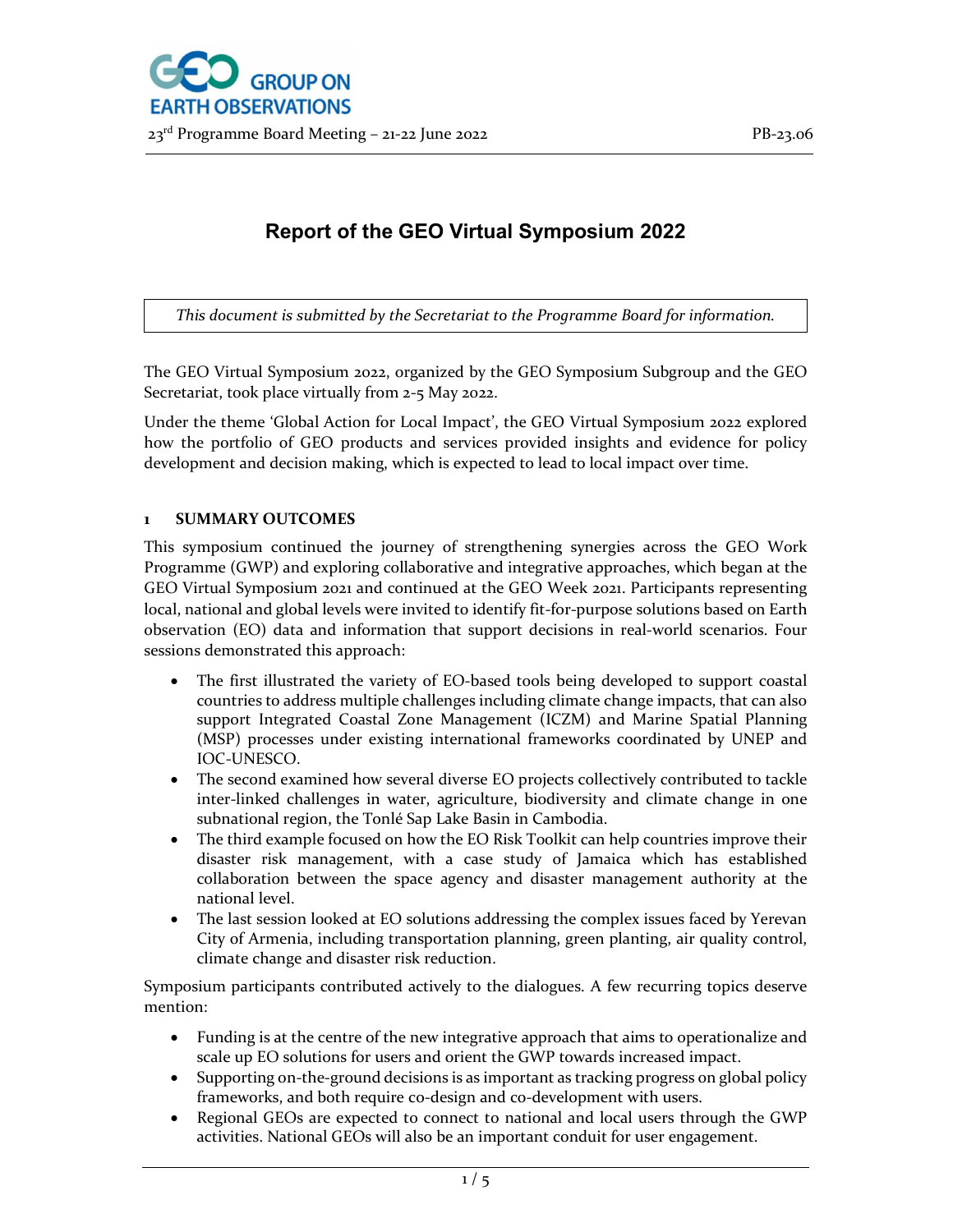# Report of the GEO Virtual Symposium 2022

*This document is submitted by the Secretariat to the Programme Board for information.*

The GEO Virtual Symposium 2022, organized by the GEO Symposium Subgroup and the GEO Secretariat, took place virtually from 2-5 May 2022.

Under the theme 'Global Action for Local Impact', the GEO Virtual Symposium 2022 explored how the portfolio of GEO products and services provided insights and evidence for policy development and decision making, which is expected to lead to local impact over time.

## 1 SUMMARY OUTCOMES

This symposium continued the journey of strengthening synergies across the GEO Work Programme (GWP) and exploring collaborative and integrative approaches, which began at the GEO Virtual Symposium 2021 and continued at the GEO Week 2021. Participants representing local, national and global levels were invited to identify fit-for-purpose solutions based on Earth observation (EO) data and information that support decisions in real-world scenarios. Four sessions demonstrated this approach:

- The first illustrated the variety of EO-based tools being developed to support coastal countries to address multiple challenges including climate change impacts, that can also support Integrated Coastal Zone Management (ICZM) and Marine Spatial Planning (MSP) processes under existing international frameworks coordinated by UNEP and IOC-UNESCO.
- The second examined how several diverse EO projects collectively contributed to tackle inter-linked challenges in water, agriculture, biodiversity and climate change in one subnational region, the Tonlé Sap Lake Basin in Cambodia.
- The third example focused on how the EO Risk Toolkit can help countries improve their disaster risk management, with a case study of Jamaica which has established collaboration between the space agency and disaster management authority at the national level.
- The last session looked at EO solutions addressing the complex issues faced by Yerevan City of Armenia, including transportation planning, green planting, air quality control, climate change and disaster risk reduction.

Symposium participants contributed actively to the dialogues. A few recurring topics deserve mention:

- Funding is at the centre of the new integrative approach that aims to operationalize and scale up EO solutions for users and orient the GWP towards increased impact.
- Supporting on-the-ground decisions is as important as tracking progress on global policy frameworks, and both require co-design and co-development with users.
- Regional GEOs are expected to connect to national and local users through the GWP activities. National GEOs will also be an important conduit for user engagement.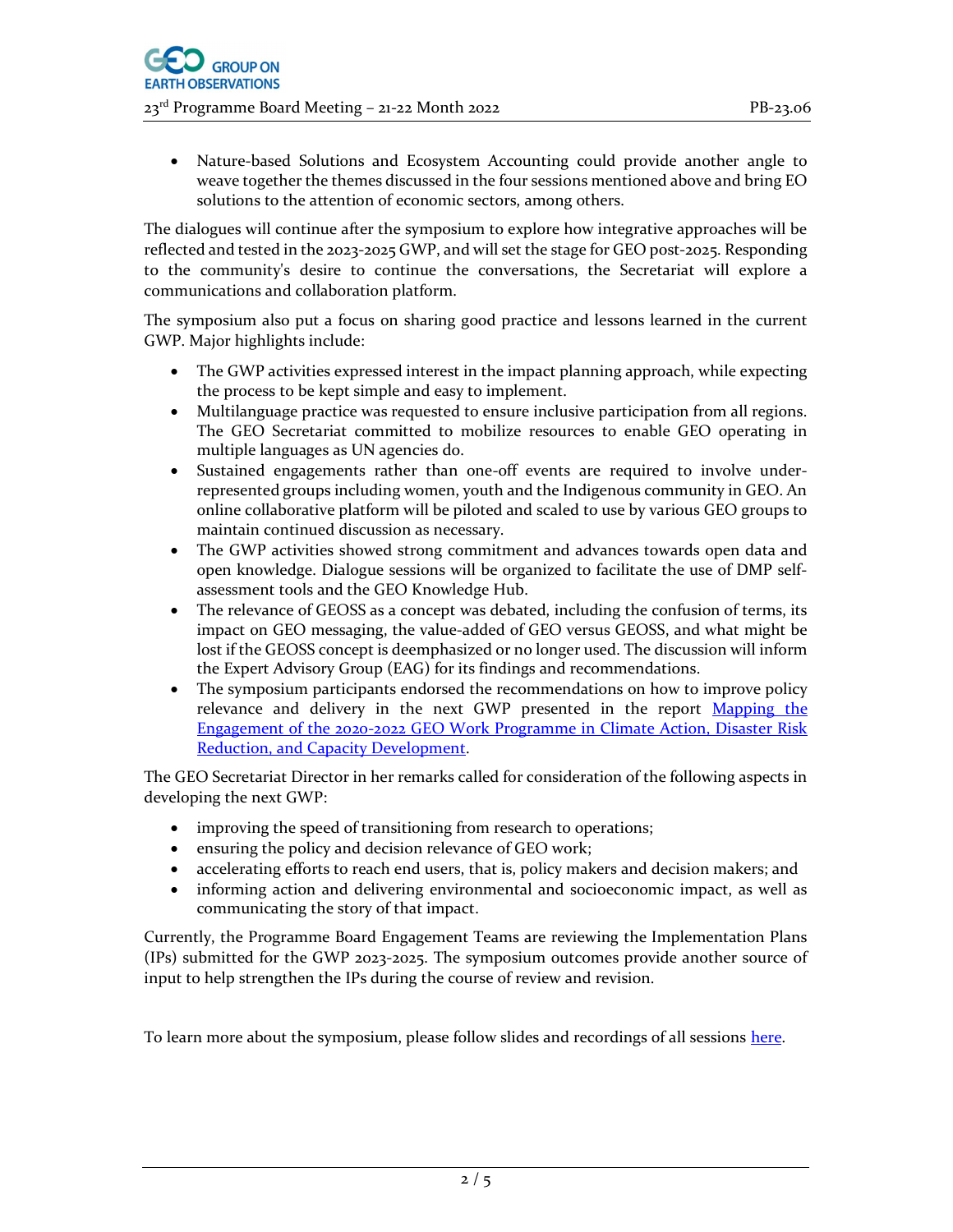- Nature-based Solutions and Ecosystem Accounting could provide another angle to weave together the themes discussed in the four sessions mentioned above and bring EO solutions to the attention of economic sectors, among others.

The dialogues will continue after the symposium to explore how integrative approaches will be reflected and tested in the 2023-2025 GWP, and will set the stage for GEO post-2025. Responding to the community's desire to continue the conversations, the Secretariat will explore a communications and collaboration platform.

The symposium also put a focus on sharing good practice and lessons learned in the current GWP. Major highlights include:

- The GWP activities expressed interest in the impact planning approach, while expecting the process to be kept simple and easy to implement.
- Multilanguage practice was requested to ensure inclusive participation from all regions. The GEO Secretariat committed to mobilize resources to enable GEO operating in multiple languages as UN agencies do.
- Sustained engagements rather than one-off events are required to involve under-represented groups including women, youth and the Indigenous community in GEO. An online collaborative platform will be piloted and scaled to use by various GEO groups to maintain continued discussion as necessary.
- The GWP activities showed strong commitment and advances towards open data and open knowledge. Dialogue sessions will be organized to facilitate the use of DMP self-assessment tools and the GEO Knowledge Hub.
- The relevance of GEOSS as a concept was debated, including the confusion of terms, its impact on GEO messaging, the value-added of GEO versus GEOSS, and what might be lost if the GEOSS concept is deemphasized or no longer used. The discussion will inform the Expert Advisory Group (EAG) for its findings and recommendations.
- The symposium participants endorsed the recommendations on how to improve policy relevance and delivery in the next GWP presented in the report Mapping the Engagement of the 2020-2022 GEO Work Programme in Climate Action, Disaster Risk Reduction, and Capacity Development.

The GEO Secretariat Director in her remarks called for consideration of the following aspects in developing the next GWP:

- improving the speed of transitioning from research to operations;
- ensuring the policy and decision relevance of GEO work;
- accelerating efforts to reach end users, that is, policy makers and decision makers; and
- informing action and delivering environmental and socioeconomic impact, as well as communicating the story of that impact.

Currently, the Programme Board Engagement Teams are reviewing the Implementation Plans (IPs) submitted for the GWP 2023-2025. The symposium outcomes provide another source of input to help strengthen the IPs during the course of review and revision.

To learn more about the symposium, please follow slides and recordings of all sessions here.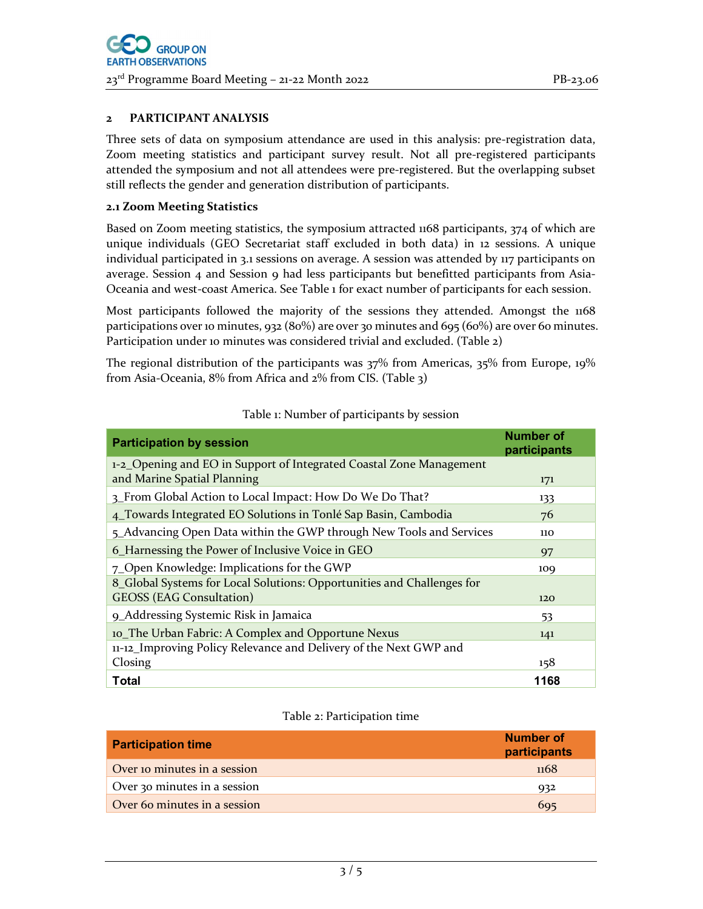## 2 PARTICIPANT ANALYSIS

Three sets of data on symposium attendance are used in this analysis: pre-registration data, Zoom meeting statistics and participant survey result. Not all pre-registered participants attended the symposium and not all attendees were pre-registered. But the overlapping subset still reflects the gender and generation distribution of participants.

### 2.1 Zoom Meeting Statistics

Based on Zoom meeting statistics, the symposium attracted 1168 participants, 374 of which are unique individuals (GEO Secretariat staff excluded in both data) in 12 sessions. A unique individual participated in 3.1 sessions on average. A session was attended by 117 participants on average. Session 4 and Session 9 had less participants but benefitted participants from Asia-Oceania and west-coast America. See Table 1 for exact number of participants for each session.

Most participants followed the majority of the sessions they attended. Amongst the 1168 participations over 10 minutes, 932 (80%) are over 30 minutes and 695 (60%) are over 60 minutes. Participation under 10 minutes was considered trivial and excluded. (Table 2)

The regional distribution of the participants was 37% from Americas, 35% from Europe, 19% from Asia-Oceania, 8% from Africa and 2% from CIS. (Table 3)

Table 1: Number of participants by session

| Participation by session | Number of participants |
|---|---|
| 1-2_Opening and EO in Support of Integrated Coastal Zone Management and Marine Spatial Planning | 171 |
| 3_From Global Action to Local Impact: How Do We Do That? | 133 |
| 4_Towards Integrated EO Solutions in Tonlé Sap Basin, Cambodia | 76 |
| 5_Advancing Open Data within the GWP through New Tools and Services | 110 |
| 6_Harnessing the Power of Inclusive Voice in GEO | 97 |
| 7_Open Knowledge: Implications for the GWP | 109 |
| 8_Global Systems for Local Solutions: Opportunities and Challenges for GEOSS (EAG Consultation) | 120 |
| 9_Addressing Systemic Risk in Jamaica | 53 |
| 10_The Urban Fabric: A Complex and Opportune Nexus | 141 |
| 11-12_Improving Policy Relevance and Delivery of the Next GWP and Closing | 158 |
| **Total** | **1168** |

Table 2: Participation time

| Participation time | Number of participants |
|---|---|
| Over 10 minutes in a session | 1168 |
| Over 30 minutes in a session | 932 |
| Over 60 minutes in a session | 695 |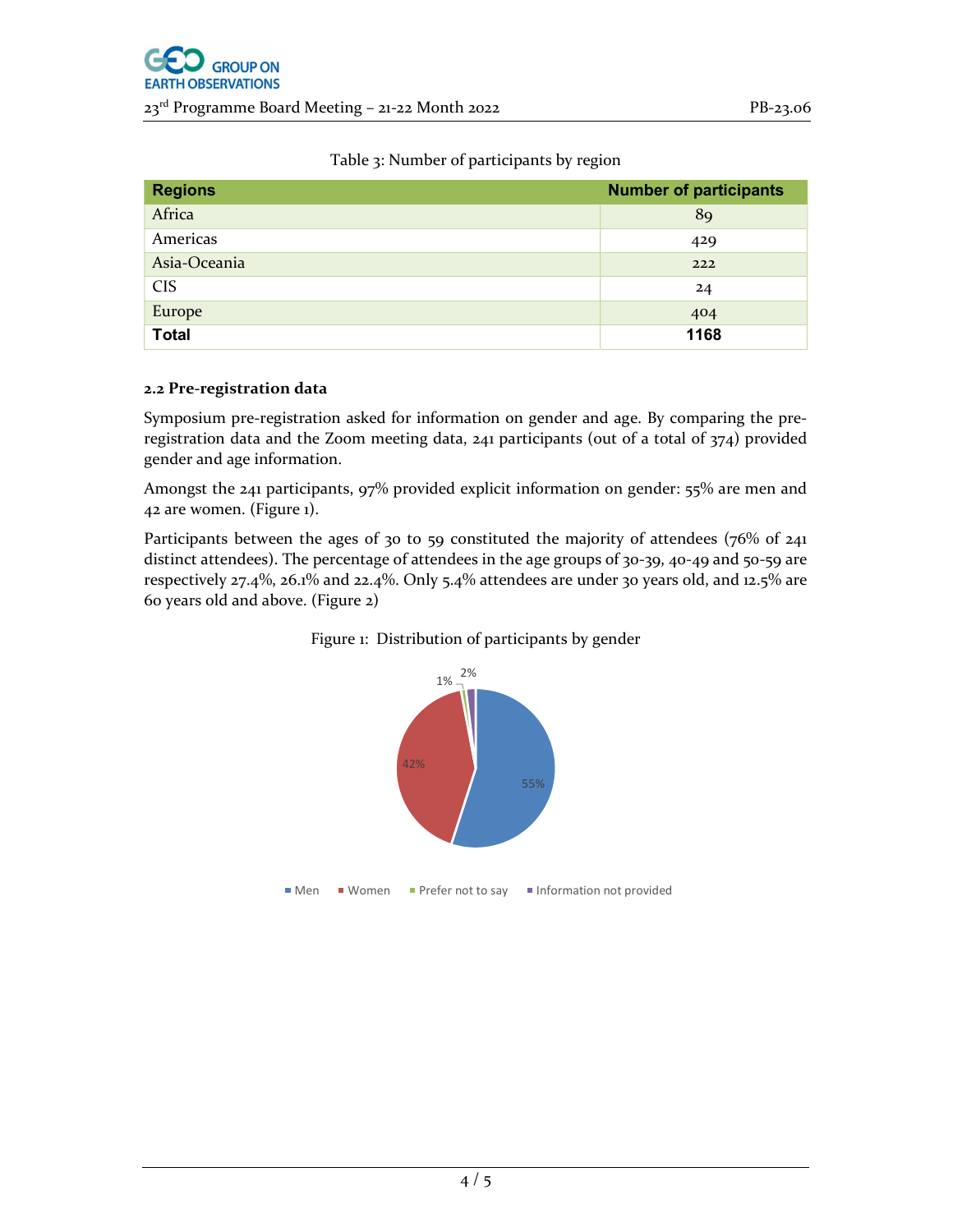Table 3: Number of participants by region

| Regions | Number of participants |
|---|---|
| Africa | 89 |
| Americas | 429 |
| Asia-Oceania | 222 |
| CIS | 24 |
| Europe | 404 |
| **Total** | **1168** |

### 2.2 Pre-registration data

Symposium pre-registration asked for information on gender and age. By comparing the pre-registration data and the Zoom meeting data, 241 participants (out of a total of 374) provided gender and age information.

Amongst the 241 participants, 97% provided explicit information on gender: 55% are men and 42 are women. (Figure 1).

Participants between the ages of 30 to 59 constituted the majority of attendees (76% of 241 distinct attendees). The percentage of attendees in the age groups of 30-39, 40-49 and 50-59 are respectively 27.4%, 26.1% and 22.4%. Only 5.4% attendees are under 30 years old, and 12.5% are 60 years old and above. (Figure 2)

Figure 1: Distribution of participants by gender

Men 55%, Women 42%, Prefer not to say 1%, Information not provided 2%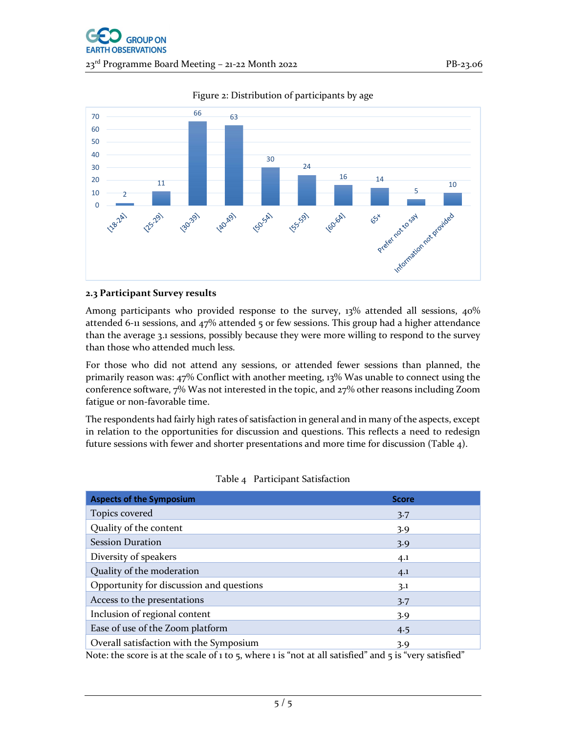Figure 2: Distribution of participants by age

70
60
50
40
30
20
10
0

66
63
30
24
16
14
11
10
5
2

[18-24]
[25-29]
[30-39]
[40-49]
[50-54]
[55-59]
[60-64]
65+
Prefer not to say
Information not provided

### 2.3 Participant Survey results

Among participants who provided response to the survey, 13% attended all sessions, 40% attended 6-11 sessions, and 47% attended 5 or few sessions. This group had a higher attendance than the average 3.1 sessions, possibly because they were more willing to respond to the survey than those who attended much less.

For those who did not attend any sessions, or attended fewer sessions than planned, the primarily reason was: 47% Conflict with another meeting, 13% Was unable to connect using the conference software, 7% Was not interested in the topic, and 27% other reasons including Zoom fatigue or non-favorable time.

The respondents had fairly high rates of satisfaction in general and in many of the aspects, except in relation to the opportunities for discussion and questions. This reflects a need to redesign future sessions with fewer and shorter presentations and more time for discussion (Table 4).

Table 4 Participant Satisfaction

| Aspects of the Symposium | Score |
|---|---|
| Topics covered | 3.7 |
| Quality of the content | 3.9 |
| Session Duration | 3.9 |
| Diversity of speakers | 4.1 |
| Quality of the moderation | 4.1 |
| Opportunity for discussion and questions | 3.1 |
| Access to the presentations | 3.7 |
| Inclusion of regional content | 3.9 |
| Ease of use of the Zoom platform | 4.5 |
| Overall satisfaction with the Symposium | 3.9 |

Note: the score is at the scale of 1 to 5, where 1 is "not at all satisfied" and 5 is "very satisfied"